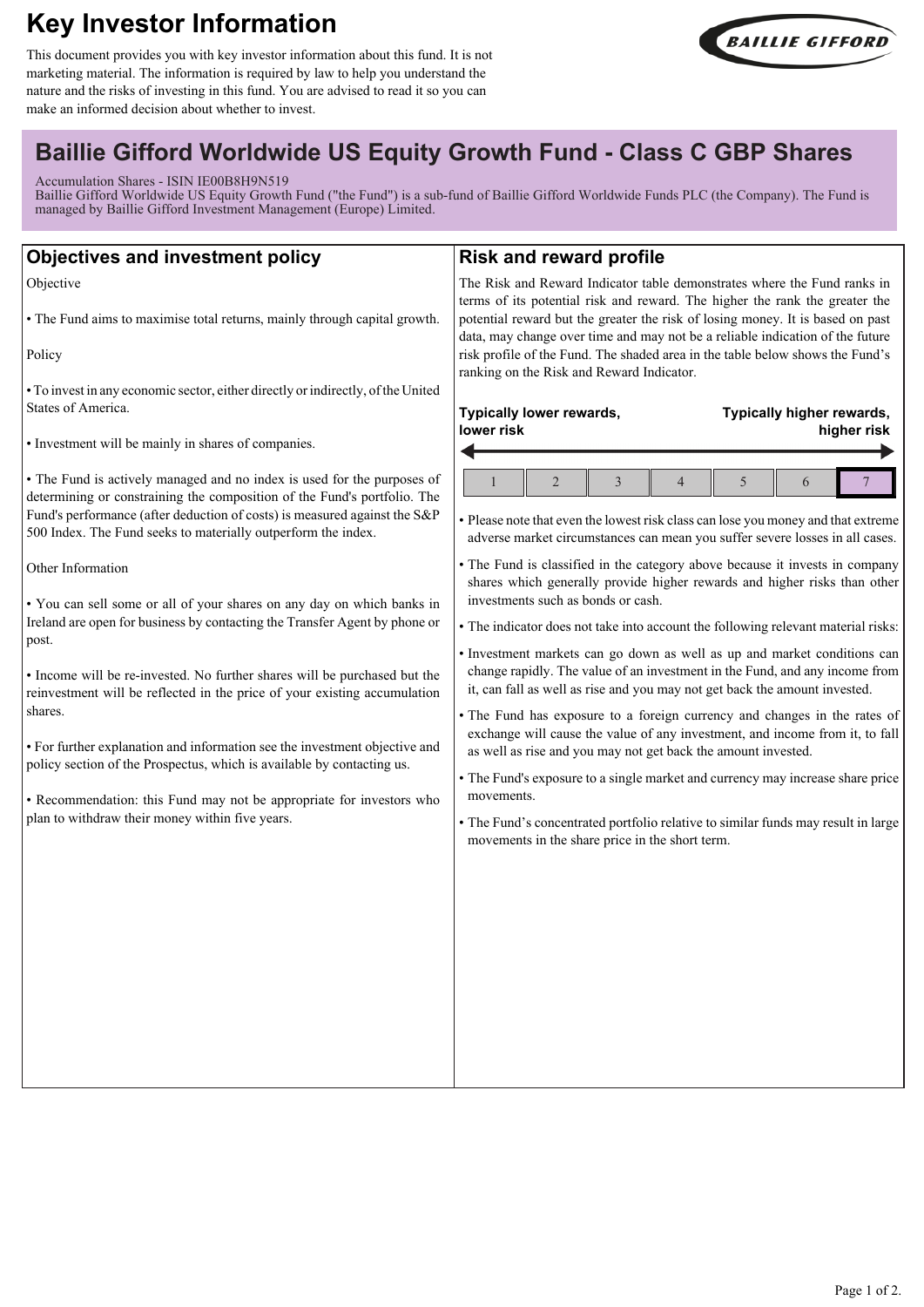# Key Investor Information

This document provides you with key investor information about this fund. It is not marketing material. The information is required by law to help you understand the nature and the risks of investing in this fund. You are advised to read it so you can make an informed decision about whether to invest.

## Baillie Gifford Worldwide US Equity Growth Fund - Class C GBP Shares

Accumulation Shares - ISIN IE00B8H9N519
Baillie Gifford Worldwide US Equity Growth Fund ("the Fund") is a sub-fund of Baillie Gifford Worldwide Funds PLC (the Company). The Fund is managed by Baillie Gifford Investment Management (Europe) Limited.

## Objectives and investment policy

Objective

- The Fund aims to maximise total returns, mainly through capital growth.

Policy

- To invest in any economic sector, either directly or indirectly, of the United States of America.
- Investment will be mainly in shares of companies.
- The Fund is actively managed and no index is used for the purposes of determining or constraining the composition of the Fund's portfolio. The Fund's performance (after deduction of costs) is measured against the S&P 500 Index. The Fund seeks to materially outperform the index.

Other Information

- You can sell some or all of your shares on any day on which banks in Ireland are open for business by contacting the Transfer Agent by phone or post.
- Income will be re-invested. No further shares will be purchased but the reinvestment will be reflected in the price of your existing accumulation shares.
- For further explanation and information see the investment objective and policy section of the Prospectus, which is available by contacting us.
- Recommendation: this Fund may not be appropriate for investors who plan to withdraw their money within five years.

## Risk and reward profile

The Risk and Reward Indicator table demonstrates where the Fund ranks in terms of its potential risk and reward. The higher the rank the greater the potential reward but the greater the risk of losing money. It is based on past data, may change over time and may not be a reliable indication of the future risk profile of the Fund. The shaded area in the table below shows the Fund's ranking on the Risk and Reward Indicator.

**Typically lower rewards, lower risk** ← → **Typically higher rewards, higher risk**

| 1 | 2 | 3 | 4 | 5 | 6 | **7** |
|---|---|---|---|---|---|---|

- Please note that even the lowest risk class can lose you money and that extreme adverse market circumstances can mean you suffer severe losses in all cases.
- The Fund is classified in the category above because it invests in company shares which generally provide higher rewards and higher risks than other investments such as bonds or cash.
- The indicator does not take into account the following relevant material risks:
- Investment markets can go down as well as up and market conditions can change rapidly. The value of an investment in the Fund, and any income from it, can fall as well as rise and you may not get back the amount invested.
- The Fund has exposure to a foreign currency and changes in the rates of exchange will cause the value of any investment, and income from it, to fall as well as rise and you may not get back the amount invested.
- The Fund's exposure to a single market and currency may increase share price movements.
- The Fund's concentrated portfolio relative to similar funds may result in large movements in the share price in the short term.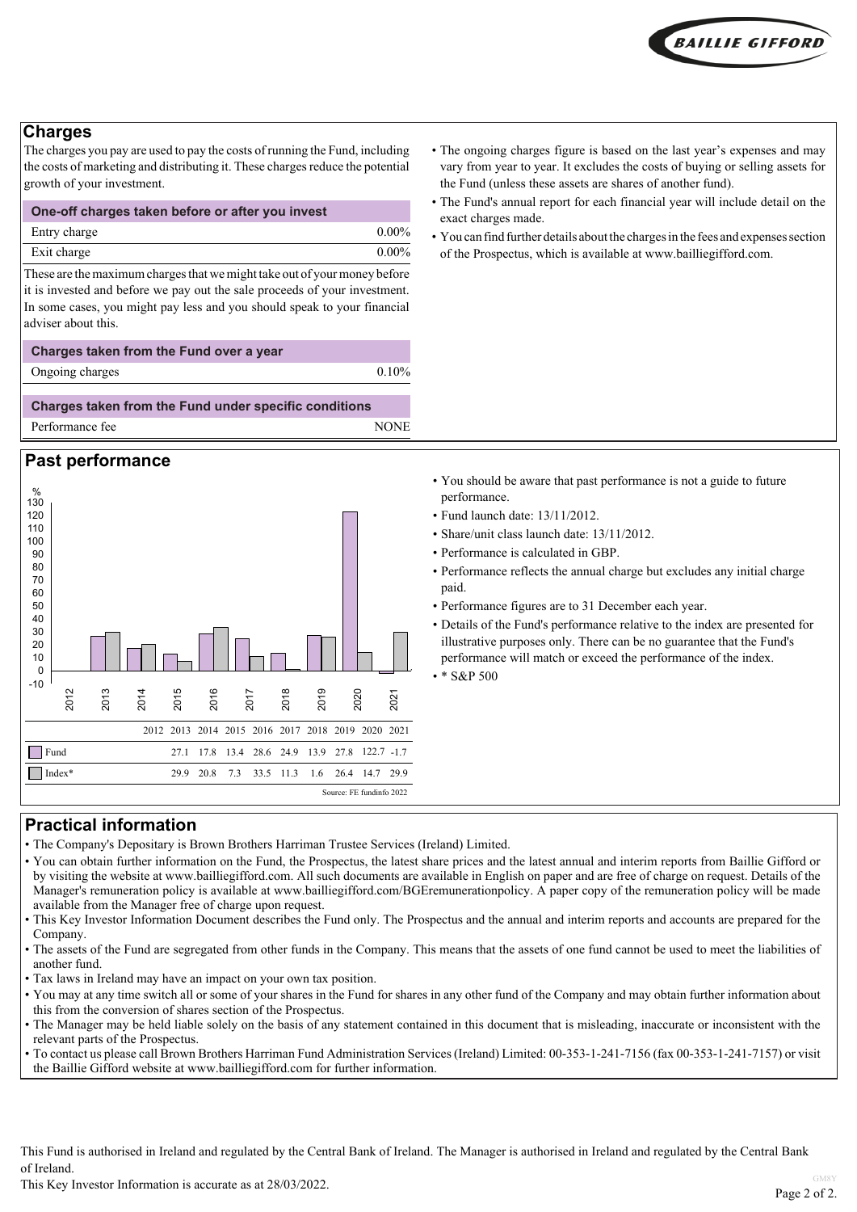## Charges

The charges you pay are used to pay the costs of running the Fund, including the costs of marketing and distributing it. These charges reduce the potential growth of your investment.

| One-off charges taken before or after you invest | |
|---|---|
| Entry charge | 0.00% |
| Exit charge | 0.00% |

These are the maximum charges that we might take out of your money before it is invested and before we pay out the sale proceeds of your investment. In some cases, you might pay less and you should speak to your financial adviser about this.

| Charges taken from the Fund over a year | |
|---|---|
| Ongoing charges | 0.10% |

| Charges taken from the Fund under specific conditions | |
|---|---|
| Performance fee | NONE |

- The ongoing charges figure is based on the last year's expenses and may vary from year to year. It excludes the costs of buying or selling assets for the Fund (unless these assets are shares of another fund).
- The Fund's annual report for each financial year will include detail on the exact charges made.
- You can find further details about the charges in the fees and expenses section of the Prospectus, which is available at www.bailliegifford.com.

## Past performance

%
130
120
110
100
90
80
70
60
50
40
30
20
10
0
-10

2012 2013 2014 2015 2016 2017 2018 2019 2020 2021

| | 2012 | 2013 | 2014 | 2015 | 2016 | 2017 | 2018 | 2019 | 2020 | 2021 |
|---|---|---|---|---|---|---|---|---|---|---|
| Fund | | 27.1 | 17.8 | 13.4 | 28.6 | 24.9 | 13.9 | 27.8 | 122.7 | -1.7 |
| Index* | | 29.9 | 20.8 | 7.3 | 33.5 | 11.3 | 1.6 | 26.4 | 14.7 | 29.9 |

Source: FE fundinfo 2022

- You should be aware that past performance is not a guide to future performance.
- Fund launch date: 13/11/2012.
- Share/unit class launch date: 13/11/2012.
- Performance is calculated in GBP.
- Performance reflects the annual charge but excludes any initial charge paid.
- Performance figures are to 31 December each year.
- Details of the Fund's performance relative to the index are presented for illustrative purposes only. There can be no guarantee that the Fund's performance will match or exceed the performance of the index.
- * S&P 500

## Practical information

- The Company's Depositary is Brown Brothers Harriman Trustee Services (Ireland) Limited.
- You can obtain further information on the Fund, the Prospectus, the latest share prices and the latest annual and interim reports from Baillie Gifford or by visiting the website at www.bailliegifford.com. All such documents are available in English on paper and are free of charge on request. Details of the Manager's remuneration policy is available at www.bailliegifford.com/BGEremunerationpolicy. A paper copy of the remuneration policy will be made available from the Manager free of charge upon request.
- This Key Investor Information Document describes the Fund only. The Prospectus and the annual and interim reports and accounts are prepared for the Company.
- The assets of the Fund are segregated from other funds in the Company. This means that the assets of one fund cannot be used to meet the liabilities of another fund.
- Tax laws in Ireland may have an impact on your own tax position.
- You may at any time switch all or some of your shares in the Fund for shares in any other fund of the Company and may obtain further information about this from the conversion of shares section of the Prospectus.
- The Manager may be held liable solely on the basis of any statement contained in this document that is misleading, inaccurate or inconsistent with the relevant parts of the Prospectus.
- To contact us please call Brown Brothers Harriman Fund Administration Services (Ireland) Limited: 00-353-1-241-7156 (fax 00-353-1-241-7157) or visit the Baillie Gifford website at www.bailliegifford.com for further information.

This Fund is authorised in Ireland and regulated by the Central Bank of Ireland. The Manager is authorised in Ireland and regulated by the Central Bank of Ireland.

This Key Investor Information is accurate as at 28/03/2022.